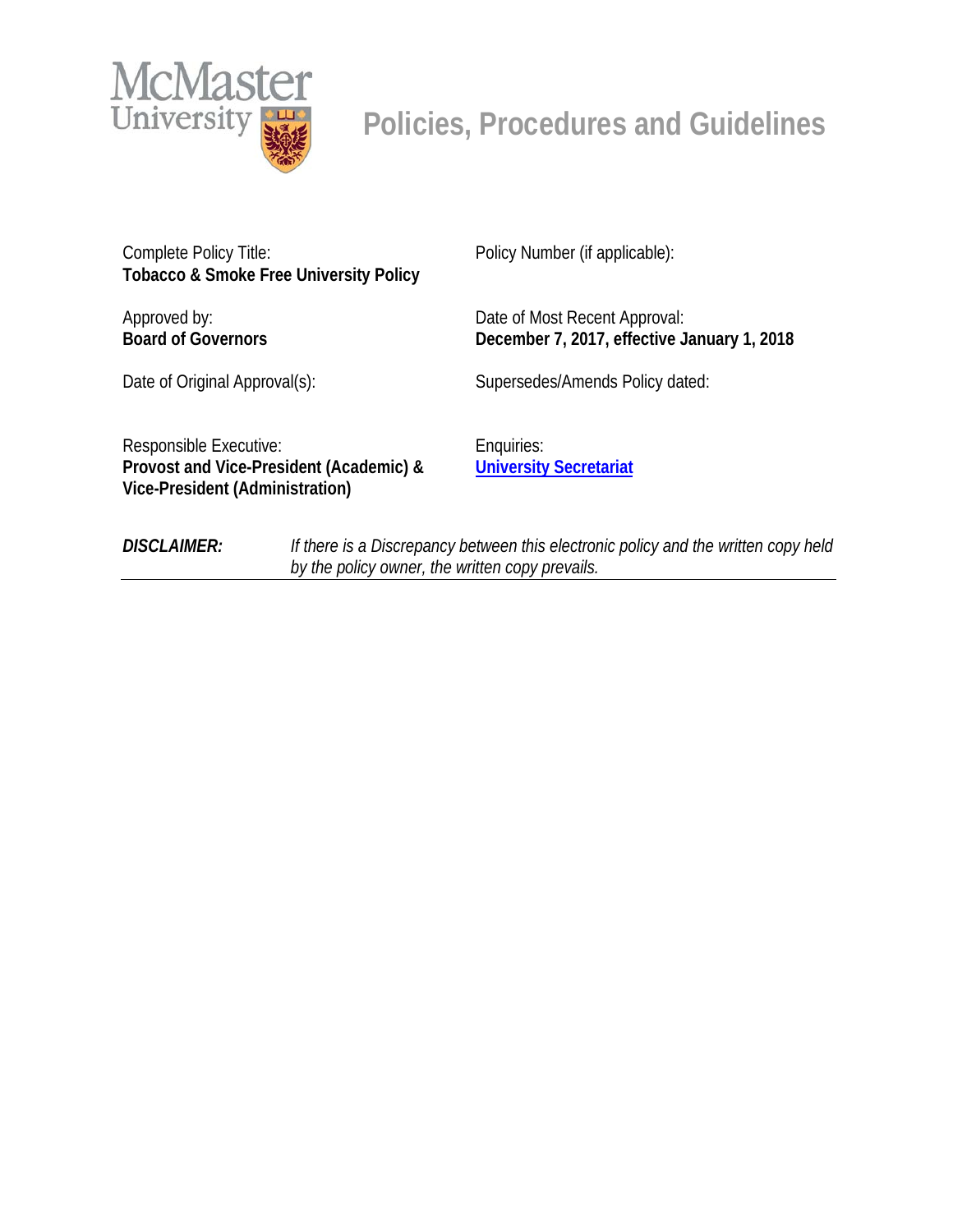# McMaster University

## Policies, Procedures and Guidelines

| | |
|---|---|
| Complete Policy Title:<br>**Tobacco & Smoke Free University Policy** | Policy Number (if applicable): |
| Approved by:<br>**Board of Governors** | Date of Most Recent Approval:<br>**December 7, 2017, effective January 1, 2018** |
| Date of Original Approval(s): | Supersedes/Amends Policy dated: |
| Responsible Executive:<br>**Provost and Vice-President (Academic) & Vice-President (Administration)** | Enquiries:<br>**University Secretariat** |

***DISCLAIMER:*** *If there is a Discrepancy between this electronic policy and the written copy held by the policy owner, the written copy prevails.*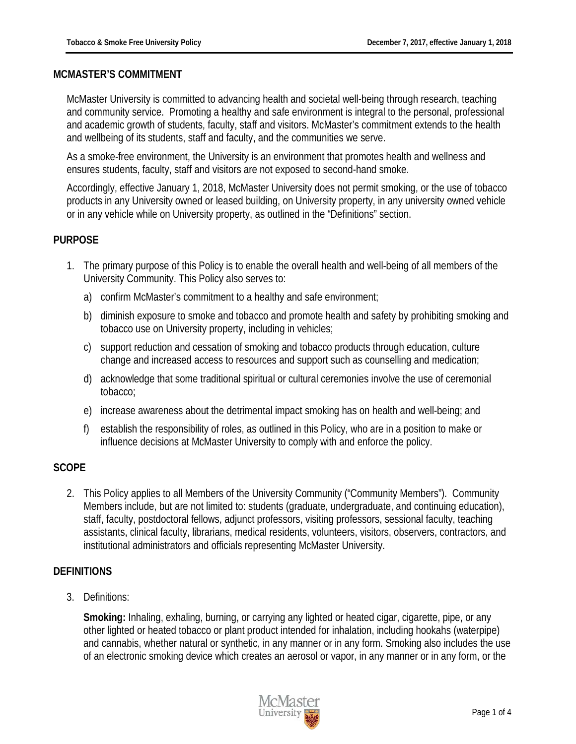## MCMASTER'S COMMITMENT

McMaster University is committed to advancing health and societal well-being through research, teaching and community service. Promoting a healthy and safe environment is integral to the personal, professional and academic growth of students, faculty, staff and visitors. McMaster's commitment extends to the health and wellbeing of its students, staff and faculty, and the communities we serve.

As a smoke-free environment, the University is an environment that promotes health and wellness and ensures students, faculty, staff and visitors are not exposed to second-hand smoke.

Accordingly, effective January 1, 2018, McMaster University does not permit smoking, or the use of tobacco products in any University owned or leased building, on University property, in any university owned vehicle or in any vehicle while on University property, as outlined in the "Definitions" section.

## PURPOSE

1. The primary purpose of this Policy is to enable the overall health and well-being of all members of the University Community. This Policy also serves to:
   a) confirm McMaster's commitment to a healthy and safe environment;
   b) diminish exposure to smoke and tobacco and promote health and safety by prohibiting smoking and tobacco use on University property, including in vehicles;
   c) support reduction and cessation of smoking and tobacco products through education, culture change and increased access to resources and support such as counselling and medication;
   d) acknowledge that some traditional spiritual or cultural ceremonies involve the use of ceremonial tobacco;
   e) increase awareness about the detrimental impact smoking has on health and well-being; and
   f) establish the responsibility of roles, as outlined in this Policy, who are in a position to make or influence decisions at McMaster University to comply with and enforce the policy.

## SCOPE

2. This Policy applies to all Members of the University Community ("Community Members"). Community Members include, but are not limited to: students (graduate, undergraduate, and continuing education), staff, faculty, postdoctoral fellows, adjunct professors, visiting professors, sessional faculty, teaching assistants, clinical faculty, librarians, medical residents, volunteers, visitors, observers, contractors, and institutional administrators and officials representing McMaster University.

## DEFINITIONS

3. Definitions:

   **Smoking:** Inhaling, exhaling, burning, or carrying any lighted or heated cigar, cigarette, pipe, or any other lighted or heated tobacco or plant product intended for inhalation, including hookahs (waterpipe) and cannabis, whether natural or synthetic, in any manner or in any form. Smoking also includes the use of an electronic smoking device which creates an aerosol or vapor, in any manner or in any form, or the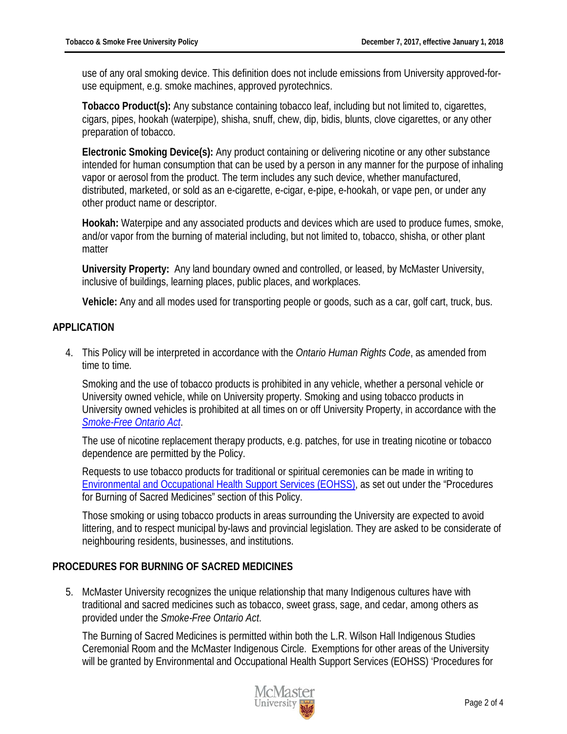use of any oral smoking device. This definition does not include emissions from University approved-for-use equipment, e.g. smoke machines, approved pyrotechnics.

**Tobacco Product(s):** Any substance containing tobacco leaf, including but not limited to, cigarettes, cigars, pipes, hookah (waterpipe), shisha, snuff, chew, dip, bidis, blunts, clove cigarettes, or any other preparation of tobacco.

**Electronic Smoking Device(s):** Any product containing or delivering nicotine or any other substance intended for human consumption that can be used by a person in any manner for the purpose of inhaling vapor or aerosol from the product. The term includes any such device, whether manufactured, distributed, marketed, or sold as an e-cigarette, e-cigar, e-pipe, e-hookah, or vape pen, or under any other product name or descriptor.

**Hookah:** Waterpipe and any associated products and devices which are used to produce fumes, smoke, and/or vapor from the burning of material including, but not limited to, tobacco, shisha, or other plant matter

**University Property:** Any land boundary owned and controlled, or leased, by McMaster University, inclusive of buildings, learning places, public places, and workplaces.

**Vehicle:** Any and all modes used for transporting people or goods, such as a car, golf cart, truck, bus.

## APPLICATION

4. This Policy will be interpreted in accordance with the *Ontario Human Rights Code*, as amended from time to time.

   Smoking and the use of tobacco products is prohibited in any vehicle, whether a personal vehicle or University owned vehicle, while on University property. Smoking and using tobacco products in University owned vehicles is prohibited at all times on or off University Property, in accordance with the *Smoke-Free Ontario Act*.

   The use of nicotine replacement therapy products, e.g. patches, for use in treating nicotine or tobacco dependence are permitted by the Policy.

   Requests to use tobacco products for traditional or spiritual ceremonies can be made in writing to Environmental and Occupational Health Support Services (EOHSS), as set out under the "Procedures for Burning of Sacred Medicines" section of this Policy.

   Those smoking or using tobacco products in areas surrounding the University are expected to avoid littering, and to respect municipal by-laws and provincial legislation. They are asked to be considerate of neighbouring residents, businesses, and institutions.

## PROCEDURES FOR BURNING OF SACRED MEDICINES

5. McMaster University recognizes the unique relationship that many Indigenous cultures have with traditional and sacred medicines such as tobacco, sweet grass, sage, and cedar, among others as provided under the *Smoke-Free Ontario Act*.

   The Burning of Sacred Medicines is permitted within both the L.R. Wilson Hall Indigenous Studies Ceremonial Room and the McMaster Indigenous Circle. Exemptions for other areas of the University will be granted by Environmental and Occupational Health Support Services (EOHSS) 'Procedures for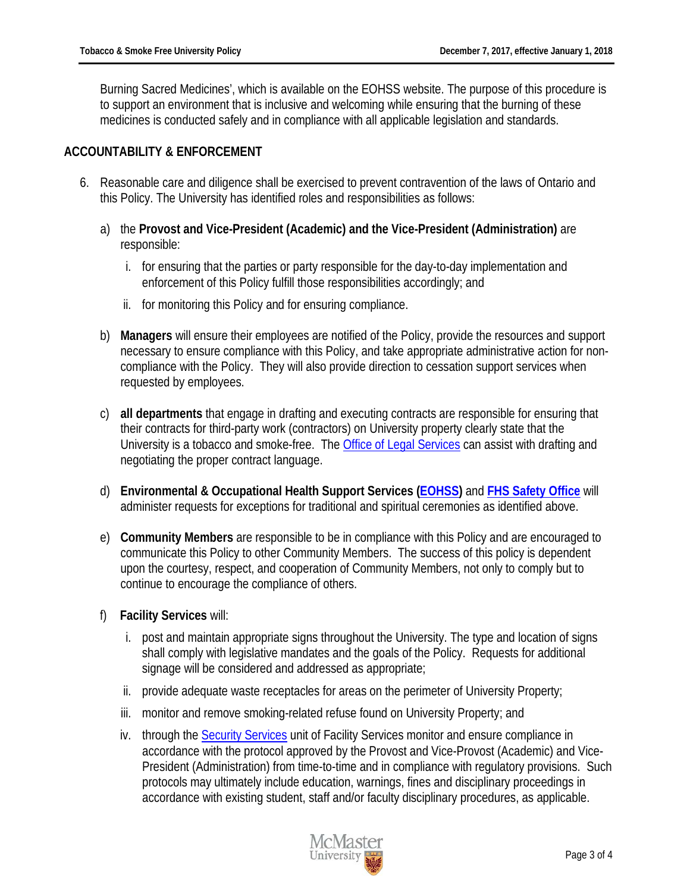Burning Sacred Medicines', which is available on the EOHSS website. The purpose of this procedure is to support an environment that is inclusive and welcoming while ensuring that the burning of these medicines is conducted safely and in compliance with all applicable legislation and standards.

## ACCOUNTABILITY & ENFORCEMENT

6. Reasonable care and diligence shall be exercised to prevent contravention of the laws of Ontario and this Policy. The University has identified roles and responsibilities as follows:

   a) the **Provost and Vice-President (Academic) and the Vice-President (Administration)** are responsible:

      i. for ensuring that the parties or party responsible for the day-to-day implementation and enforcement of this Policy fulfill those responsibilities accordingly; and

      ii. for monitoring this Policy and for ensuring compliance.

   b) **Managers** will ensure their employees are notified of the Policy, provide the resources and support necessary to ensure compliance with this Policy, and take appropriate administrative action for non-compliance with the Policy. They will also provide direction to cessation support services when requested by employees.

   c) **all departments** that engage in drafting and executing contracts are responsible for ensuring that their contracts for third-party work (contractors) on University property clearly state that the University is a tobacco and smoke-free. The Office of Legal Services can assist with drafting and negotiating the proper contract language.

   d) **Environmental & Occupational Health Support Services (EOHSS)** and **FHS Safety Office** will administer requests for exceptions for traditional and spiritual ceremonies as identified above.

   e) **Community Members** are responsible to be in compliance with this Policy and are encouraged to communicate this Policy to other Community Members. The success of this policy is dependent upon the courtesy, respect, and cooperation of Community Members, not only to comply but to continue to encourage the compliance of others.

   f) **Facility Services** will:

      i. post and maintain appropriate signs throughout the University. The type and location of signs shall comply with legislative mandates and the goals of the Policy. Requests for additional signage will be considered and addressed as appropriate;

      ii. provide adequate waste receptacles for areas on the perimeter of University Property;

      iii. monitor and remove smoking-related refuse found on University Property; and

      iv. through the Security Services unit of Facility Services monitor and ensure compliance in accordance with the protocol approved by the Provost and Vice-Provost (Academic) and Vice-President (Administration) from time-to-time and in compliance with regulatory provisions. Such protocols may ultimately include education, warnings, fines and disciplinary proceedings in accordance with existing student, staff and/or faculty disciplinary procedures, as applicable.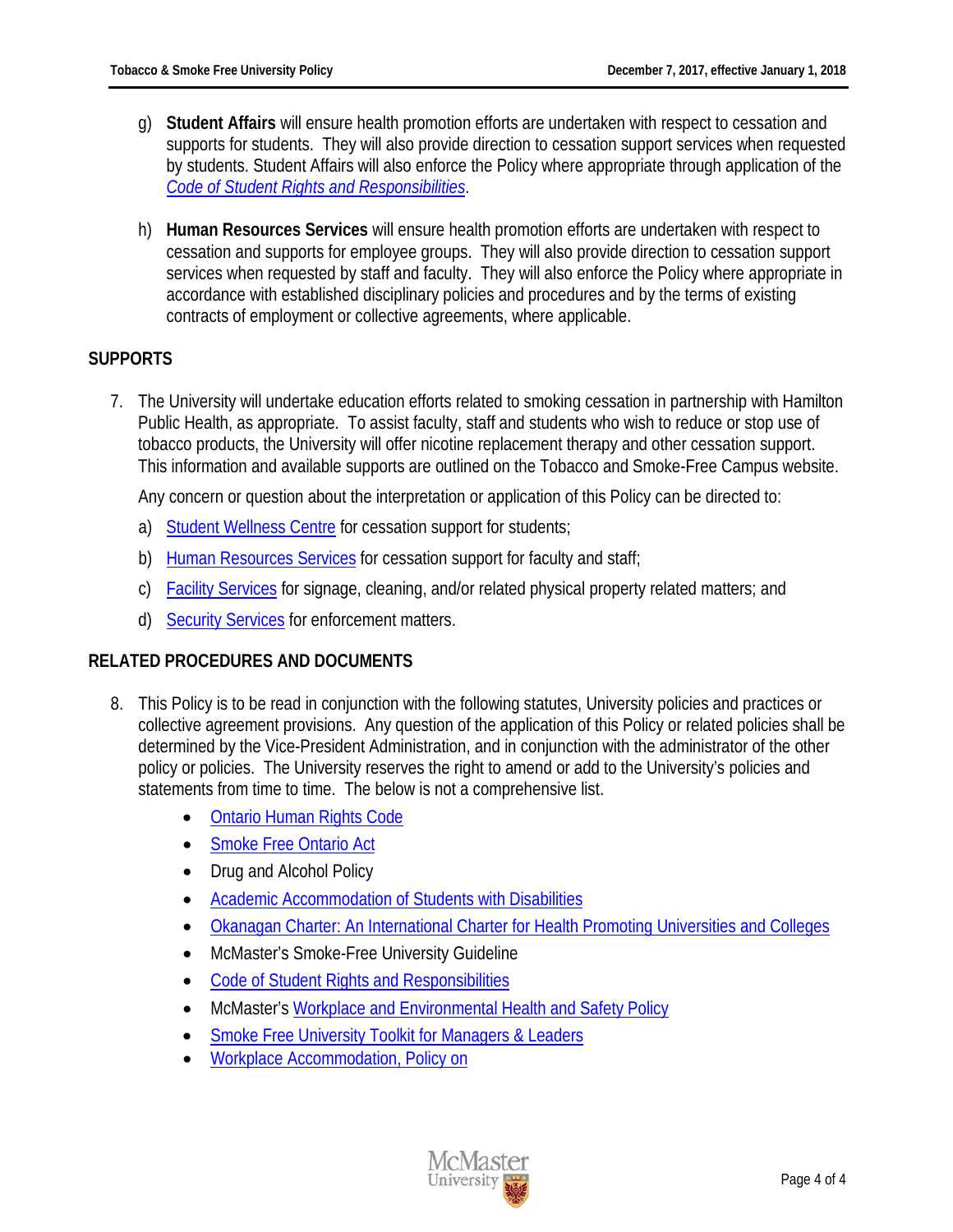g) **Student Affairs** will ensure health promotion efforts are undertaken with respect to cessation and supports for students. They will also provide direction to cessation support services when requested by students. Student Affairs will also enforce the Policy where appropriate through application of the *Code of Student Rights and Responsibilities*.

h) **Human Resources Services** will ensure health promotion efforts are undertaken with respect to cessation and supports for employee groups. They will also provide direction to cessation support services when requested by staff and faculty. They will also enforce the Policy where appropriate in accordance with established disciplinary policies and procedures and by the terms of existing contracts of employment or collective agreements, where applicable.

## SUPPORTS

7. The University will undertake education efforts related to smoking cessation in partnership with Hamilton Public Health, as appropriate. To assist faculty, staff and students who wish to reduce or stop use of tobacco products, the University will offer nicotine replacement therapy and other cessation support. This information and available supports are outlined on the Tobacco and Smoke-Free Campus website.

   Any concern or question about the interpretation or application of this Policy can be directed to:

   a) Student Wellness Centre for cessation support for students;

   b) Human Resources Services for cessation support for faculty and staff;

   c) Facility Services for signage, cleaning, and/or related physical property related matters; and

   d) Security Services for enforcement matters.

## RELATED PROCEDURES AND DOCUMENTS

8. This Policy is to be read in conjunction with the following statutes, University policies and practices or collective agreement provisions. Any question of the application of this Policy or related policies shall be determined by the Vice-President Administration, and in conjunction with the administrator of the other policy or policies. The University reserves the right to amend or add to the University's policies and statements from time to time. The below is not a comprehensive list.

   - Ontario Human Rights Code
   - Smoke Free Ontario Act
   - Drug and Alcohol Policy
   - Academic Accommodation of Students with Disabilities
   - Okanagan Charter: An International Charter for Health Promoting Universities and Colleges
   - McMaster's Smoke-Free University Guideline
   - Code of Student Rights and Responsibilities
   - McMaster's Workplace and Environmental Health and Safety Policy
   - Smoke Free University Toolkit for Managers & Leaders
   - Workplace Accommodation, Policy on